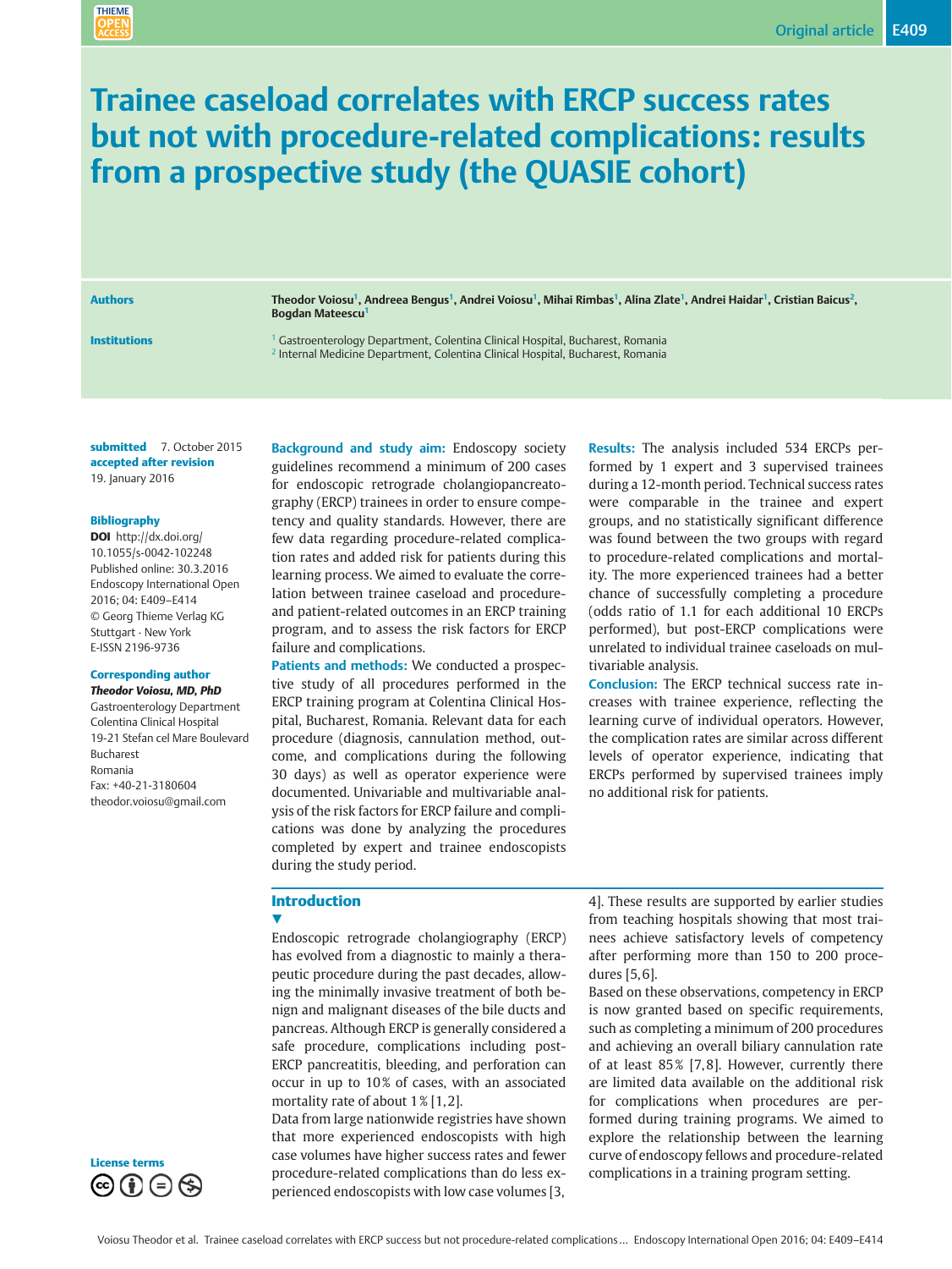# Trainee caseload correlates with ERCP success rates but not with procedure-related complications: results from a prospective study (the QUASIE cohort)

**Authors**

Theodor Voiosu[1], Andreea Bengus[1], Andrei Voiosu[1], Mihai Rimbas[1], Alina Zlate[1], Andrei Haidar[1], Cristian Baicus[2], Bogdan Mateescu[1]

**Institutions**

[1] Gastroenterology Department, Colentina Clinical Hospital, Bucharest, Romania
[2] Internal Medicine Department, Colentina Clinical Hospital, Bucharest, Romania

**submitted** 7. October 2015
**accepted after revision** 19. January 2016

**Bibliography**

**DOI** http://dx.doi.org/10.1055/s-0042-102248
Published online: 30.3.2016
Endoscopy International Open 2016; 04: E409–E414
© Georg Thieme Verlag KG Stuttgart · New York
E-ISSN 2196-9736

**Corresponding author**

***Theodor Voiosu, MD, PhD***
Gastroenterology Department
Colentina Clinical Hospital
19-21 Stefan cel Mare Boulevard
Bucharest
Romania
Fax: +40-21-3180604
theodor.voiosu@gmail.com

**License terms**

**Background and study aim:** Endoscopy society guidelines recommend a minimum of 200 cases for endoscopic retrograde cholangiopancreatography (ERCP) trainees in order to ensure competency and quality standards. However, there are few data regarding procedure-related complication rates and added risk for patients during this learning process. We aimed to evaluate the correlation between trainee caseload and procedure- and patient-related outcomes in an ERCP training program, and to assess the risk factors for ERCP failure and complications.

**Patients and methods:** We conducted a prospective study of all procedures performed in the ERCP training program at Colentina Clinical Hospital, Bucharest, Romania. Relevant data for each procedure (diagnosis, cannulation method, outcome, and complications during the following 30 days) as well as operator experience were documented. Univariable and multivariable analysis of the risk factors for ERCP failure and complications was done by analyzing the procedures completed by expert and trainee endoscopists during the study period.

**Results:** The analysis included 534 ERCPs performed by 1 expert and 3 supervised trainees during a 12-month period. Technical success rates were comparable in the trainee and expert groups, and no statistically significant difference was found between the two groups with regard to procedure-related complications and mortality. The more experienced trainees had a better chance of successfully completing a procedure (odds ratio of 1.1 for each additional 10 ERCPs performed), but post-ERCP complications were unrelated to individual trainee caseloads on multivariable analysis.

**Conclusion:** The ERCP technical success rate increases with trainee experience, reflecting the learning curve of individual operators. However, the complication rates are similar across different levels of operator experience, indicating that ERCPs performed by supervised trainees imply no additional risk for patients.

## Introduction

Endoscopic retrograde cholangiography (ERCP) has evolved from a diagnostic to mainly a therapeutic procedure during the past decades, allowing the minimally invasive treatment of both benign and malignant diseases of the bile ducts and pancreas. Although ERCP is generally considered a safe procedure, complications including post-ERCP pancreatitis, bleeding, and perforation can occur in up to 10% of cases, with an associated mortality rate of about 1% [1,2].

Data from large nationwide registries have shown that more experienced endoscopists with high case volumes have higher success rates and fewer procedure-related complications than do less experienced endoscopists with low case volumes [3,4]. These results are supported by earlier studies from teaching hospitals showing that most trainees achieve satisfactory levels of competency after performing more than 150 to 200 procedures [5,6].

Based on these observations, competency in ERCP is now granted based on specific requirements, such as completing a minimum of 200 procedures and achieving an overall biliary cannulation rate of at least 85% [7,8]. However, currently there are limited data available on the additional risk for complications when procedures are performed during training programs. We aimed to explore the relationship between the learning curve of endoscopy fellows and procedure-related complications in a training program setting.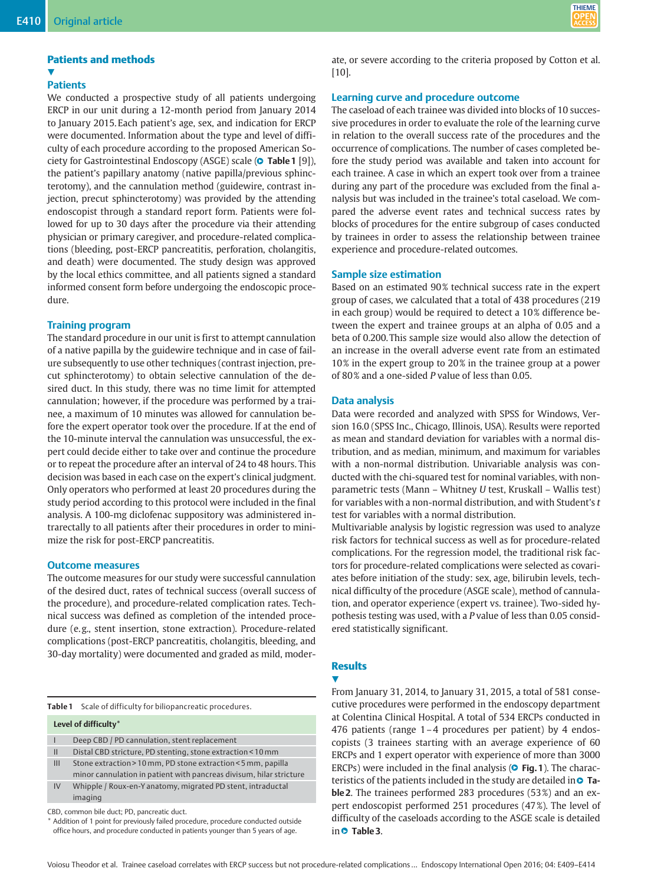## Patients and methods

### Patients

We conducted a prospective study of all patients undergoing ERCP in our unit during a 12-month period from January 2014 to January 2015. Each patient's age, sex, and indication for ERCP were documented. Information about the type and level of difficulty of each procedure according to the proposed American Society for Gastrointestinal Endoscopy (ASGE) scale (Table 1 [9]), the patient's papillary anatomy (native papilla/previous sphincterotomy), and the cannulation method (guidewire, contrast injection, precut sphincterotomy) was provided by the attending endoscopist through a standard report form. Patients were followed for up to 30 days after the procedure via their attending physician or primary caregiver, and procedure-related complications (bleeding, post-ERCP pancreatitis, perforation, cholangitis, and death) were documented. The study design was approved by the local ethics committee, and all patients signed a standard informed consent form before undergoing the endoscopic procedure.

### Training program

The standard procedure in our unit is first to attempt cannulation of a native papilla by the guidewire technique and in case of failure subsequently to use other techniques (contrast injection, precut sphincterotomy) to obtain selective cannulation of the desired duct. In this study, there was no time limit for attempted cannulation; however, if the procedure was performed by a trainee, a maximum of 10 minutes was allowed for cannulation before the expert operator took over the procedure. If at the end of the 10-minute interval the cannulation was unsuccessful, the expert could decide either to take over and continue the procedure or to repeat the procedure after an interval of 24 to 48 hours. This decision was based in each case on the expert's clinical judgment. Only operators who performed at least 20 procedures during the study period according to this protocol were included in the final analysis. A 100-mg diclofenac suppository was administered intrarectally to all patients after their procedures in order to minimize the risk for post-ERCP pancreatitis.

### Outcome measures

The outcome measures for our study were successful cannulation of the desired duct, rates of technical success (overall success of the procedure), and procedure-related complication rates. Technical success was defined as completion of the intended procedure (e.g., stent insertion, stone extraction). Procedure-related complications (post-ERCP pancreatitis, cholangitis, bleeding, and 30-day mortality) were documented and graded as mild, moderate, or severe according to the criteria proposed by Cotton et al. [10].

**Table 1** Scale of difficulty for biliopancreatic procedures.

| Level of difficulty* | |
|---|---|
| I | Deep CBD / PD cannulation, stent replacement |
| II | Distal CBD stricture, PD stenting, stone extraction < 10 mm |
| III | Stone extraction > 10 mm, PD stone extraction < 5 mm, papilla minor cannulation in patient with pancreas divisum, hilar stricture |
| IV | Whipple / Roux-en-Y anatomy, migrated PD stent, intraductal imaging |

CBD, common bile duct; PD, pancreatic duct.
\* Addition of 1 point for previously failed procedure, procedure conducted outside office hours, and procedure conducted in patients younger than 5 years of age.

### Learning curve and procedure outcome

The caseload of each trainee was divided into blocks of 10 successive procedures in order to evaluate the role of the learning curve in relation to the overall success rate of the procedures and the occurrence of complications. The number of cases completed before the study period was available and taken into account for each trainee. A case in which an expert took over from a trainee during any part of the procedure was excluded from the final analysis but was included in the trainee's total caseload. We compared the adverse event rates and technical success rates by blocks of procedures for the entire subgroup of cases conducted by trainees in order to assess the relationship between trainee experience and procedure-related outcomes.

### Sample size estimation

Based on an estimated 90% technical success rate in the expert group of cases, we calculated that a total of 438 procedures (219 in each group) would be required to detect a 10% difference between the expert and trainee groups at an alpha of 0.05 and a beta of 0.200. This sample size would also allow the detection of an increase in the overall adverse event rate from an estimated 10% in the expert group to 20% in the trainee group at a power of 80% and a one-sided *P* value of less than 0.05.

### Data analysis

Data were recorded and analyzed with SPSS for Windows, Version 16.0 (SPSS Inc., Chicago, Illinois, USA). Results were reported as mean and standard deviation for variables with a normal distribution, and as median, minimum, and maximum for variables with a non-normal distribution. Univariable analysis was conducted with the chi-squared test for nominal variables, with nonparametric tests (Mann – Whitney *U* test, Kruskall – Wallis test) for variables with a non-normal distribution, and with Student's *t* test for variables with a normal distribution.

Multivariable analysis by logistic regression was used to analyze risk factors for technical success as well as for procedure-related complications. For the regression model, the traditional risk factors for procedure-related complications were selected as covariates before initiation of the study: sex, age, bilirubin levels, technical difficulty of the procedure (ASGE scale), method of cannulation, and operator experience (expert vs. trainee). Two-sided hypothesis testing was used, with a *P* value of less than 0.05 considered statistically significant.

## Results

From January 31, 2014, to January 31, 2015, a total of 581 consecutive procedures were performed in the endoscopy department at Colentina Clinical Hospital. A total of 534 ERCPs conducted in 476 patients (range 1 – 4 procedures per patient) by 4 endoscopists (3 trainees starting with an average experience of 60 ERCPs and 1 expert operator with experience of more than 3000 ERCPs) were included in the final analysis (Fig. 1). The characteristics of the patients included in the study are detailed in Table 2. The trainees performed 283 procedures (53%) and an expert endoscopist performed 251 procedures (47%). The level of difficulty of the caseloads according to the ASGE scale is detailed in Table 3.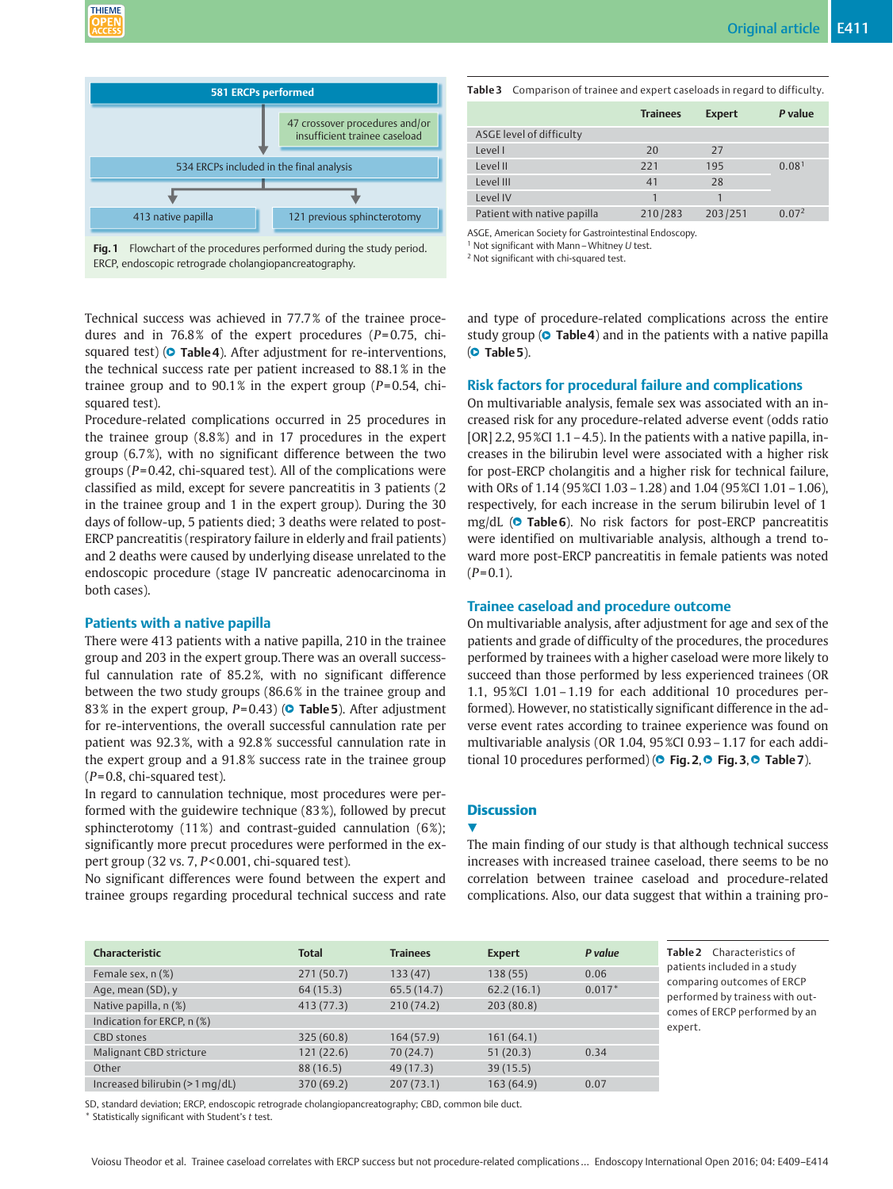581 ERCPs performed

47 crossover procedures and/or insufficient trainee caseload

534 ERCPs included in the final analysis

413 native papilla

121 previous sphincterotomy

**Fig. 1** Flowchart of the procedures performed during the study period. ERCP, endoscopic retrograde cholangiopancreatography.

**Table 3** Comparison of trainee and expert caseloads in regard to difficulty.

| | Trainees | Expert | *P* value |
|---|---|---|---|
| ASGE level of difficulty | | | |
| Level I | 20 | 27 | |
| Level II | 221 | 195 | 0.08[1] |
| Level III | 41 | 28 | |
| Level IV | 1 | 1 | |
| Patient with native papilla | 210/283 | 203/251 | 0.07[2] |

ASGE, American Society for Gastrointestinal Endoscopy.
[1] Not significant with Mann–Whitney *U* test.
[2] Not significant with chi-squared test.

Technical success was achieved in 77.7% of the trainee procedures and in 76.8% of the expert procedures (*P*=0.75, chi-squared test) (**Table 4**). After adjustment for re-interventions, the technical success rate per patient increased to 88.1% in the trainee group and to 90.1% in the expert group (*P*=0.54, chi-squared test).

Procedure-related complications occurred in 25 procedures in the trainee group (8.8%) and in 17 procedures in the expert group (6.7%), with no significant difference between the two groups (*P*=0.42, chi-squared test). All of the complications were classified as mild, except for severe pancreatitis in 3 patients (2 in the trainee group and 1 in the expert group). During the 30 days of follow-up, 5 patients died; 3 deaths were related to post-ERCP pancreatitis (respiratory failure in elderly and frail patients) and 2 deaths were caused by underlying disease unrelated to the endoscopic procedure (stage IV pancreatic adenocarcinoma in both cases).

## Patients with a native papilla

There were 413 patients with a native papilla, 210 in the trainee group and 203 in the expert group. There was an overall successful cannulation rate of 85.2%, with no significant difference between the two study groups (86.6% in the trainee group and 83% in the expert group, *P*=0.43) (**Table 5**). After adjustment for re-interventions, the overall successful cannulation rate per patient was 92.3%, with a 92.8% successful cannulation rate in the expert group and a 91.8% success rate in the trainee group (*P*=0.8, chi-squared test).

In regard to cannulation technique, most procedures were performed with the guidewire technique (83%), followed by precut sphincterotomy (11%) and contrast-guided cannulation (6%); significantly more precut procedures were performed in the expert group (32 vs. 7, *P*<0.001, chi-squared test).

No significant differences were found between the expert and trainee groups regarding procedural technical success and rate and type of procedure-related complications across the entire study group (**Table 4**) and in the patients with a native papilla (**Table 5**).

## Risk factors for procedural failure and complications

On multivariable analysis, female sex was associated with an increased risk for any procedure-related adverse event (odds ratio [OR] 2.2, 95%CI 1.1–4.5). In the patients with a native papilla, increases in the bilirubin level were associated with a higher risk for post-ERCP cholangitis and a higher risk for technical failure, with ORs of 1.14 (95%CI 1.03–1.28) and 1.04 (95%CI 1.01–1.06), respectively, for each increase in the serum bilirubin level of 1 mg/dL (**Table 6**). No risk factors for post-ERCP pancreatitis were identified on multivariable analysis, although a trend toward more post-ERCP pancreatitis in female patients was noted (*P*=0.1).

## Trainee caseload and procedure outcome

On multivariable analysis, after adjustment for age and sex of the patients and grade of difficulty of the procedures, the procedures performed by trainees with a higher caseload were more likely to succeed than those performed by less experienced trainees (OR 1.1, 95%CI 1.01–1.19 for each additional 10 procedures performed). However, no statistically significant difference in the adverse event rates according to trainee experience was found on multivariable analysis (OR 1.04, 95%CI 0.93–1.17 for each additional 10 procedures performed) (**Fig. 2**, **Fig. 3**, **Table 7**).

# Discussion

The main finding of our study is that although technical success increases with increased trainee caseload, there seems to be no correlation between trainee caseload and procedure-related complications. Also, our data suggest that within a training pro-

**Table 2** Characteristics of patients included in a study comparing outcomes of ERCP performed by trainess with outcomes of ERCP performed by an expert.

| Characteristic | Total | Trainees | Expert | *P value* |
|---|---|---|---|---|
| Female sex, n (%) | 271 (50.7) | 133 (47) | 138 (55) | 0.06 |
| Age, mean (SD), y | 64 (15.3) | 65.5 (14.7) | 62.2 (16.1) | 0.017* |
| Native papilla, n (%) | 413 (77.3) | 210 (74.2) | 203 (80.8) | |
| Indication for ERCP, n (%) | | | | |
| CBD stones | 325 (60.8) | 164 (57.9) | 161 (64.1) | |
| Malignant CBD stricture | 121 (22.6) | 70 (24.7) | 51 (20.3) | 0.34 |
| Other | 88 (16.5) | 49 (17.3) | 39 (15.5) | |
| Increased bilirubin (>1 mg/dL) | 370 (69.2) | 207 (73.1) | 163 (64.9) | 0.07 |

SD, standard deviation; ERCP, endoscopic retrograde cholangiopancreatography; CBD, common bile duct.
* Statistically significant with Student's *t* test.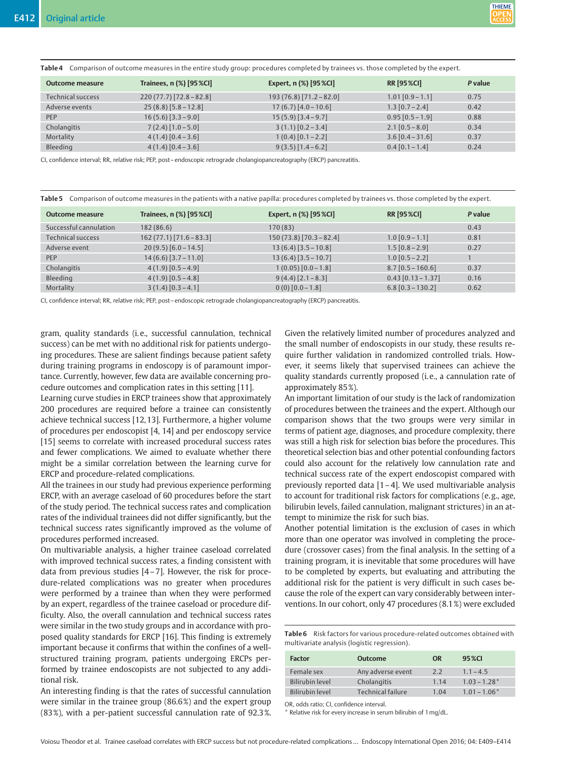**Table 4** Comparison of outcome measures in the entire study group: procedures completed by trainees vs. those completed by the expert.

| Outcome measure | Trainees, n (%) [95 %CI] | Expert, n (%) [95 %CI] | RR [95 %CI] | P value |
|---|---|---|---|---|
| Technical success | 220 (77.7) [72.8 – 82.8] | 193 (76.8) [71.2 – 82.0] | 1.01 [0.9 – 1.1] | 0.75 |
| Adverse events | 25 (8.8) [5.8 – 12.8] | 17 (6.7) [4.0 – 10.6] | 1.3 [0.7 – 2.4] | 0.42 |
| PEP | 16 (5.6) [3.3 – 9.0] | 15 (5.9) [3.4 – 9.7] | 0.95 [0.5 – 1.9] | 0.88 |
| Cholangitis | 7 (2.4) [1.0 – 5.0] | 3 (1.1) [0.2 – 3.4] | 2.1 [0.5 – 8.0] | 0.34 |
| Mortality | 4 (1.4) [0.4 – 3.6] | 1 (0.4) [0.1 – 2.2] | 3.6 [0.4 – 31.6] | 0.37 |
| Bleeding | 4 (1.4) [0.4 – 3.6] | 9 (3.5) [1.4 – 6.2] | 0.4 [0.1 – 1.4] | 0.24 |

CI, confidence interval; RR, relative risk; PEP, post – endoscopic retrograde cholangiopancreatography (ERCP) pancreatitis.

**Table 5** Comparison of outcome measures in the patients with a native papilla: procedures completed by trainees vs. those completed by the expert.

| Outcome measure | Trainees, n (%) [95 %CI] | Expert, n (%) [95 %CI] | RR [95 %CI] | P value |
|---|---|---|---|---|
| Successful cannulation | 182 (86.6) | 170 (83) | | 0.43 |
| Technical success | 162 (77.1) [71.6 – 83.3] | 150 (73.8) [70.3 – 82.4] | 1.0 [0.9 – 1.1] | 0.81 |
| Adverse event | 20 (9.5) [6.0 – 14.5] | 13 (6.4) [3.5 – 10.8] | 1.5 [0.8 – 2.9] | 0.27 |
| PEP | 14 (6.6) [3.7 – 11.0] | 13 (6.4) [3.5 – 10.7] | 1.0 [0.5 – 2.2] | 1 |
| Cholangitis | 4 (1.9) [0.5 – 4.9] | 1 (0.05) [0.0 – 1.8] | 8.7 [0.5 – 160.6] | 0.37 |
| Bleeding | 4 (1.9) [0.5 – 4.8] | 9 (4.4) [2.1 – 8.3] | 0.43 [0.13 – 1.37] | 0.16 |
| Mortality | 3 (1.4) [0.3 – 4.1] | 0 (0) [0.0 – 1.8] | 6.8 [0.3 – 130.2] | 0.62 |

CI, confidence interval; RR, relative risk; PEP, post – endoscopic retrograde cholangiopancreatography (ERCP) pancreatitis.

gram, quality standards (i. e., successful cannulation, technical success) can be met with no additional risk for patients undergoing procedures. These are salient findings because patient safety during training programs in endoscopy is of paramount importance. Currently, however, few data are available concerning procedure outcomes and complication rates in this setting [11].

Learning curve studies in ERCP trainees show that approximately 200 procedures are required before a trainee can consistently achieve technical success [12, 13]. Furthermore, a higher volume of procedures per endoscopist [4, 14] and per endoscopy service [15] seems to correlate with increased procedural success rates and fewer complications. We aimed to evaluate whether there might be a similar correlation between the learning curve for ERCP and procedure-related complications.

All the trainees in our study had previous experience performing ERCP, with an average caseload of 60 procedures before the start of the study period. The technical success rates and complication rates of the individual trainees did not differ significantly, but the technical success rates significantly improved as the volume of procedures performed increased.

On multivariable analysis, a higher trainee caseload correlated with improved technical success rates, a finding consistent with data from previous studies [4 – 7]. However, the risk for procedure-related complications was no greater when procedures were performed by a trainee than when they were performed by an expert, regardless of the trainee caseload or procedure difficulty. Also, the overall cannulation and technical success rates were similar in the two study groups and in accordance with proposed quality standards for ERCP [16]. This finding is extremely important because it confirms that within the confines of a well-structured training program, patients undergoing ERCPs performed by trainee endoscopists are not subjected to any additional risk.

An interesting finding is that the rates of successful cannulation were similar in the trainee group (86.6 %) and the expert group (83 %), with a per-patient successful cannulation rate of 92.3 %. Given the relatively limited number of procedures analyzed and the small number of endoscopists in our study, these results require further validation in randomized controlled trials. However, it seems likely that supervised trainees can achieve the quality standards currently proposed (i. e., a cannulation rate of approximately 85 %).

An important limitation of our study is the lack of randomization of procedures between the trainees and the expert. Although our comparison shows that the two groups were very similar in terms of patient age, diagnoses, and procedure complexity, there was still a high risk for selection bias before the procedures. This theoretical selection bias and other potential confounding factors could also account for the relatively low cannulation rate and technical success rate of the expert endoscopist compared with previously reported data [1 – 4]. We used multivariable analysis to account for traditional risk factors for complications (e. g., age, bilirubin levels, failed cannulation, malignant strictures) in an attempt to minimize the risk for such bias.

Another potential limitation is the exclusion of cases in which more than one operator was involved in completing the procedure (crossover cases) from the final analysis. In the setting of a training program, it is inevitable that some procedures will have to be completed by experts, but evaluating and attributing the additional risk for the patient is very difficult in such cases because the role of the expert can vary considerably between interventions. In our cohort, only 47 procedures (8.1 %) were excluded

**Table 6** Risk factors for various procedure-related outcomes obtained with multivariate analysis (logistic regression).

| Factor | Outcome | OR | 95 %CI |
|---|---|---|---|
| Female sex | Any adverse event | 2.2 | 1.1 – 4.5 |
| Bilirubin level | Cholangitis | 1.14 | 1.03 – 1.28 * |
| Bilirubin level | Technical failure | 1.04 | 1.01 – 1.06 * |

OR, odds ratio; CI, confidence interval.
* Relative risk for every increase in serum bilirubin of 1 mg/dL.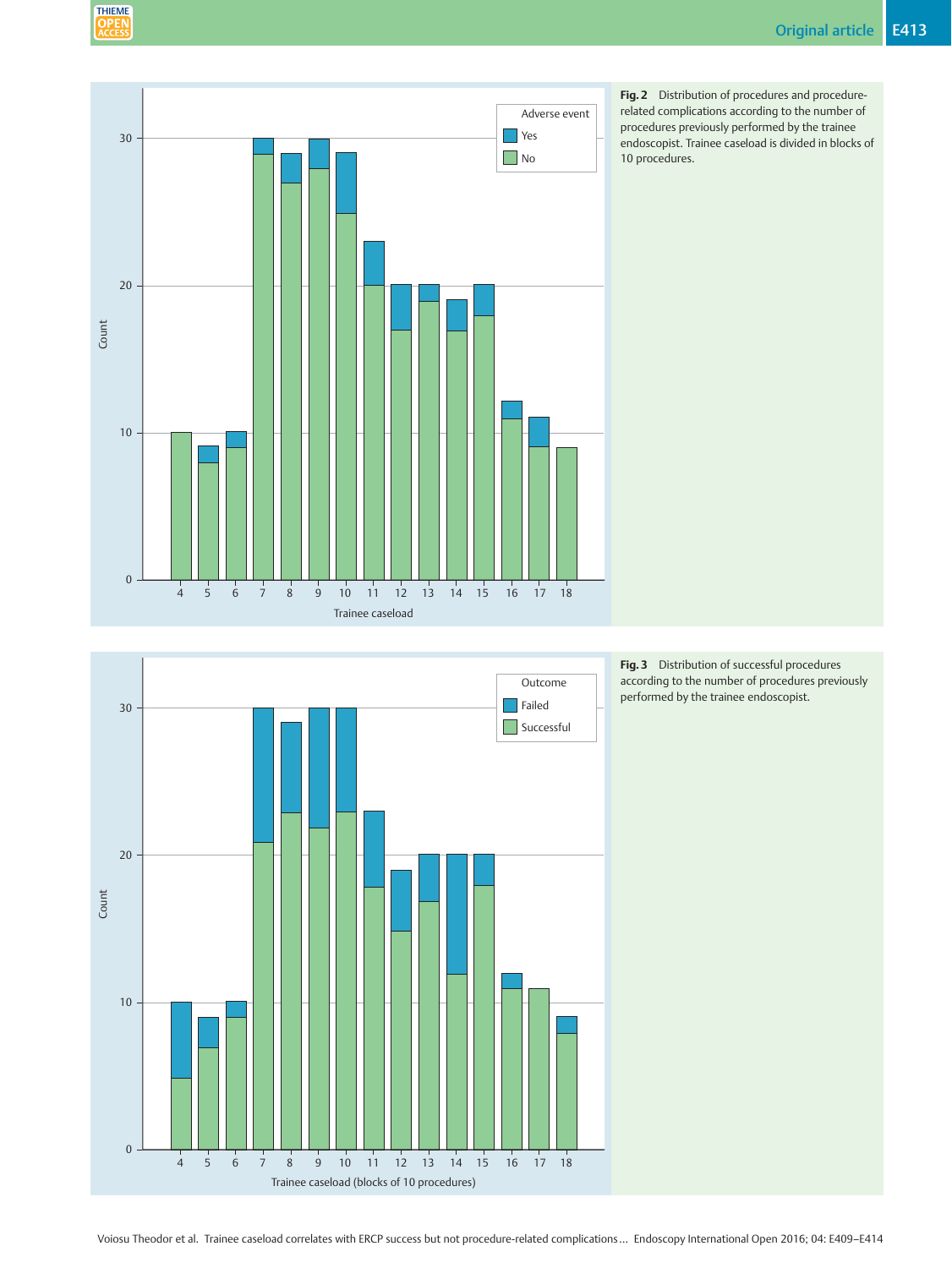**Fig. 2** Distribution of procedures and procedure-related complications according to the number of procedures previously performed by the trainee endoscopist. Trainee caseload is divided in blocks of 10 procedures.

**Fig. 3** Distribution of successful procedures according to the number of procedures previously performed by the trainee endoscopist.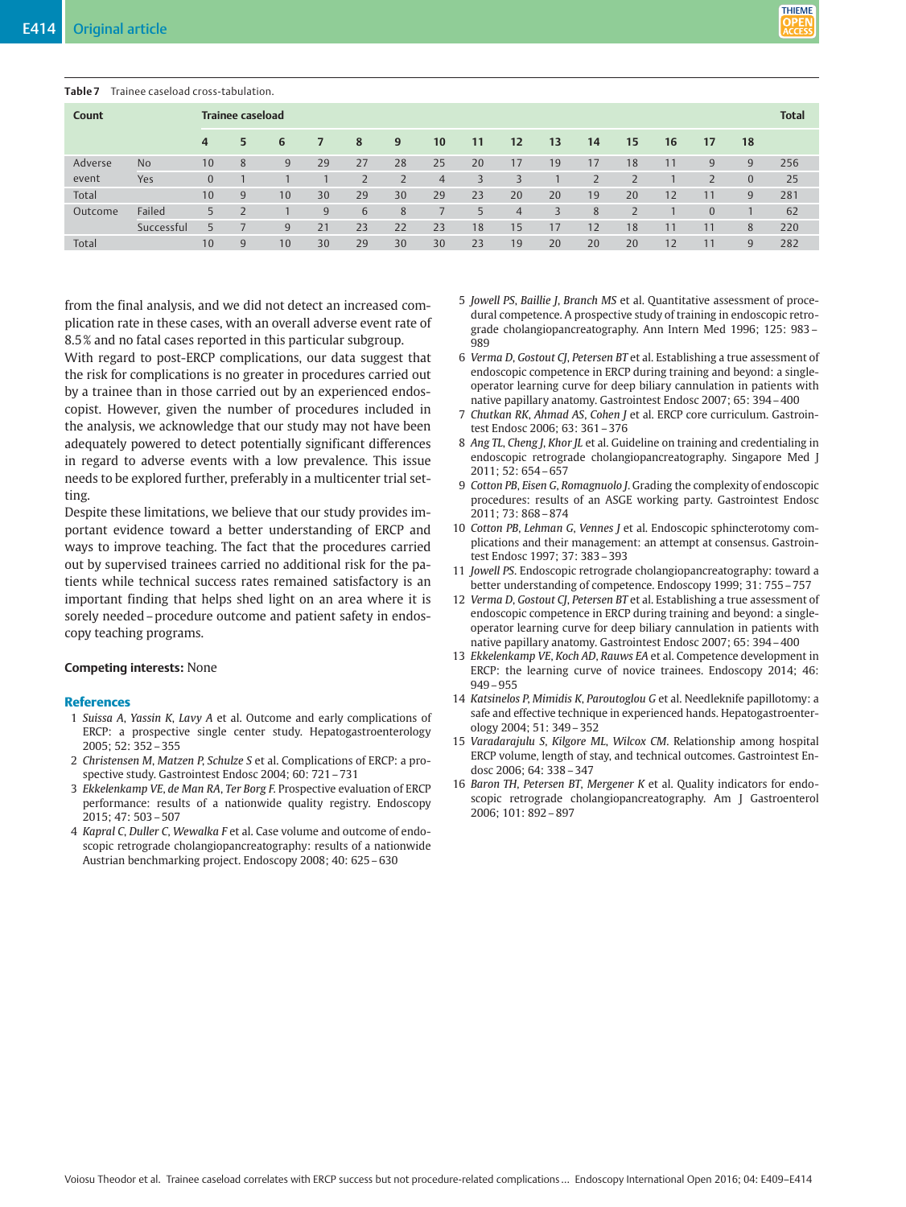**Table 7** Trainee caseload cross-tabulation.

| Count | | Trainee caseload | | | | | | | | | | | | | | | Total |
|---|---|---|---|---|---|---|---|---|---|---|---|---|---|---|---|---|---|
| | | 4 | 5 | 6 | 7 | 8 | 9 | 10 | 11 | 12 | 13 | 14 | 15 | 16 | 17 | 18 | |
| Adverse event | No | 10 | 8 | 9 | 29 | 27 | 28 | 25 | 20 | 17 | 19 | 17 | 18 | 11 | 9 | 9 | 256 |
| | Yes | 0 | 1 | 1 | 1 | 2 | 2 | 4 | 3 | 3 | 1 | 2 | 2 | 1 | 2 | 0 | 25 |
| Total | | 10 | 9 | 10 | 30 | 29 | 30 | 29 | 23 | 20 | 20 | 19 | 20 | 12 | 11 | 9 | 281 |
| Outcome | Failed | 5 | 2 | 1 | 9 | 6 | 8 | 7 | 5 | 4 | 3 | 8 | 2 | 1 | 0 | 1 | 62 |
| | Successful | 5 | 7 | 9 | 21 | 23 | 22 | 23 | 18 | 15 | 17 | 12 | 18 | 11 | 11 | 8 | 220 |
| Total | | 10 | 9 | 10 | 30 | 29 | 30 | 30 | 23 | 19 | 20 | 20 | 20 | 12 | 11 | 9 | 282 |

from the final analysis, and we did not detect an increased complication rate in these cases, with an overall adverse event rate of 8.5% and no fatal cases reported in this particular subgroup.

With regard to post-ERCP complications, our data suggest that the risk for complications is no greater in procedures carried out by a trainee than in those carried out by an experienced endoscopist. However, given the number of procedures included in the analysis, we acknowledge that our study may not have been adequately powered to detect potentially significant differences in regard to adverse events with a low prevalence. This issue needs to be explored further, preferably in a multicenter trial setting.

Despite these limitations, we believe that our study provides important evidence toward a better understanding of ERCP and ways to improve teaching. The fact that the procedures carried out by supervised trainees carried no additional risk for the patients while technical success rates remained satisfactory is an important finding that helps shed light on an area where it is sorely needed – procedure outcome and patient safety in endoscopy teaching programs.

**Competing interests:** None

## References

1. *Suissa A, Yassin K, Lavy A* et al. Outcome and early complications of ERCP: a prospective single center study. Hepatogastroenterology 2005; 52: 352 – 355
2. *Christensen M, Matzen P, Schulze S* et al. Complications of ERCP: a prospective study. Gastrointest Endosc 2004; 60: 721 – 731
3. *Ekkelenkamp VE, de Man RA, Ter Borg F.* Prospective evaluation of ERCP performance: results of a nationwide quality registry. Endoscopy 2015; 47: 503 – 507
4. *Kapral C, Duller C, Wewalka F* et al. Case volume and outcome of endoscopic retrograde cholangiopancreatography: results of a nationwide Austrian benchmarking project. Endoscopy 2008; 40: 625 – 630
5. *Jowell PS, Baillie J, Branch MS* et al. Quantitative assessment of procedural competence. A prospective study of training in endoscopic retrograde cholangiopancreatography. Ann Intern Med 1996; 125: 983 – 989
6. *Verma D, Gostout CJ, Petersen BT* et al. Establishing a true assessment of endoscopic competence in ERCP during training and beyond: a single-operator learning curve for deep biliary cannulation in patients with native papillary anatomy. Gastrointest Endosc 2007; 65: 394 – 400
7. *Chutkan RK, Ahmad AS, Cohen J* et al. ERCP core curriculum. Gastrointest Endosc 2006; 63: 361 – 376
8. *Ang TL, Cheng J, Khor JL* et al. Guideline on training and credentialing in endoscopic retrograde cholangiopancreatography. Singapore Med J 2011; 52: 654 – 657
9. *Cotton PB, Eisen G, Romagnuolo J.* Grading the complexity of endoscopic procedures: results of an ASGE working party. Gastrointest Endosc 2011; 73: 868 – 874
10. *Cotton PB, Lehman G, Vennes J* et al. Endoscopic sphincterotomy complications and their management: an attempt at consensus. Gastrointest Endosc 1997; 37: 383 – 393
11. *Jowell PS.* Endoscopic retrograde cholangiopancreatography: toward a better understanding of competence. Endoscopy 1999; 31: 755 – 757
12. *Verma D, Gostout CJ, Petersen BT* et al. Establishing a true assessment of endoscopic competence in ERCP during training and beyond: a single-operator learning curve for deep biliary cannulation in patients with native papillary anatomy. Gastrointest Endosc 2007; 65: 394 – 400
13. *Ekkelenkamp VE, Koch AD, Rauws EA* et al. Competence development in ERCP: the learning curve of novice trainees. Endoscopy 2014; 46: 949 – 955
14. *Katsinelos P, Mimidis K, Paroutoglou G* et al. Needleknife papillotomy: a safe and effective technique in experienced hands. Hepatogastroenterology 2004; 51: 349 – 352
15. *Varadarajulu S, Kilgore ML, Wilcox CM.* Relationship among hospital ERCP volume, length of stay, and technical outcomes. Gastrointest Endosc 2006; 64: 338 – 347
16. *Baron TH, Petersen BT, Mergener K* et al. Quality indicators for endoscopic retrograde cholangiopancreatography. Am J Gastroenterol 2006; 101: 892 – 897